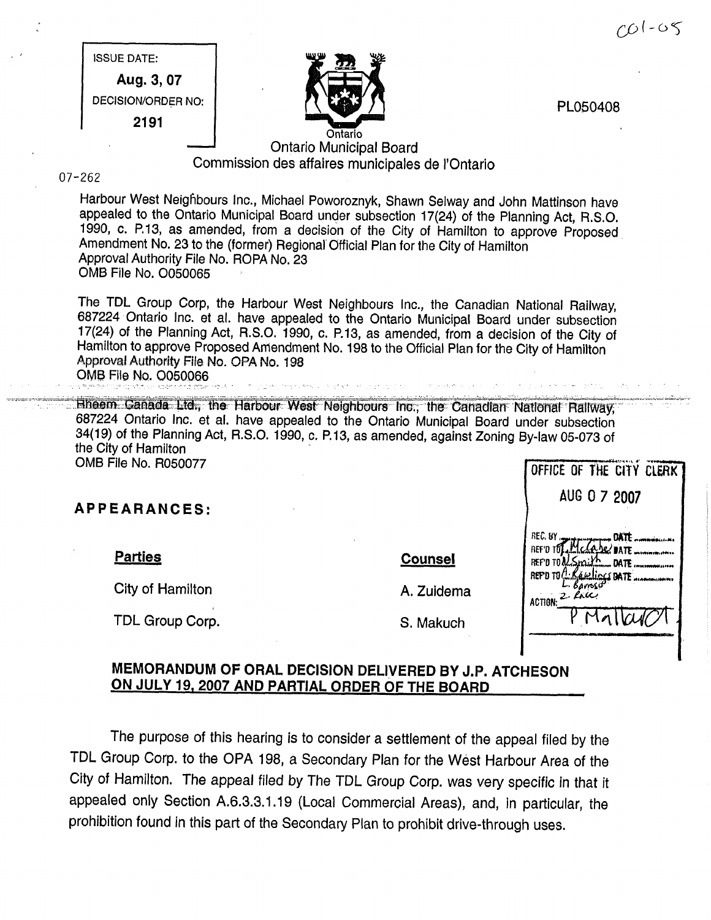C01-05

ISSUE DATE:

**Aug. 3, 07**

DECISION/ORDER NO:

**2191**

PL050408

Ontario

Ontario Municipal Board

Commission des affaires municipales de l'Ontario

07-262

Harbour West Neighbours Inc., Michael Poworoznyk, Shawn Selway and John Mattinson have appealed to the Ontario Municipal Board under subsection 17(24) of the Planning Act, R.S.O. 1990, c. P.13, as amended, from a decision of the City of Hamilton to approve Proposed Amendment No. 23 to the (former) Regional Official Plan for the City of Hamilton
Approval Authority File No. ROPA No. 23
OMB File No. O050065

The TDL Group Corp, the Harbour West Neighbours Inc., the Canadian National Railway, 687224 Ontario Inc. et al. have appealed to the Ontario Municipal Board under subsection 17(24) of the Planning Act, R.S.O. 1990, c. P.13, as amended, from a decision of the City of Hamilton to approve Proposed Amendment No. 198 to the Official Plan for the City of Hamilton
Approval Authority File No. OPA No. 198
OMB File No. O050066

Rheem Canada Ltd., the Harbour West Neighbours Inc., the Canadian National Railway, 687224 Ontario Inc. et al. have appealed to the Ontario Municipal Board under subsection 34(19) of the Planning Act, R.S.O. 1990, c. P.13, as amended, against Zoning By-law 05-073 of the City of Hamilton
OMB File No. R050077

OFFICE OF THE CITY CLERK
AUG 0 7 2007

## APPEARANCES:

| Parties | Counsel |
|---|---|
| City of Hamilton | A. Zuidema |
| TDL Group Corp. | S. Makuch |

## MEMORANDUM OF ORAL DECISION DELIVERED BY J.P. ATCHESON ON JULY 19, 2007 AND PARTIAL ORDER OF THE BOARD

The purpose of this hearing is to consider a settlement of the appeal filed by the TDL Group Corp. to the OPA 198, a Secondary Plan for the West Harbour Area of the City of Hamilton. The appeal filed by The TDL Group Corp. was very specific in that it appealed only Section A.6.3.3.1.19 (Local Commercial Areas), and, in particular, the prohibition found in this part of the Secondary Plan to prohibit drive-through uses.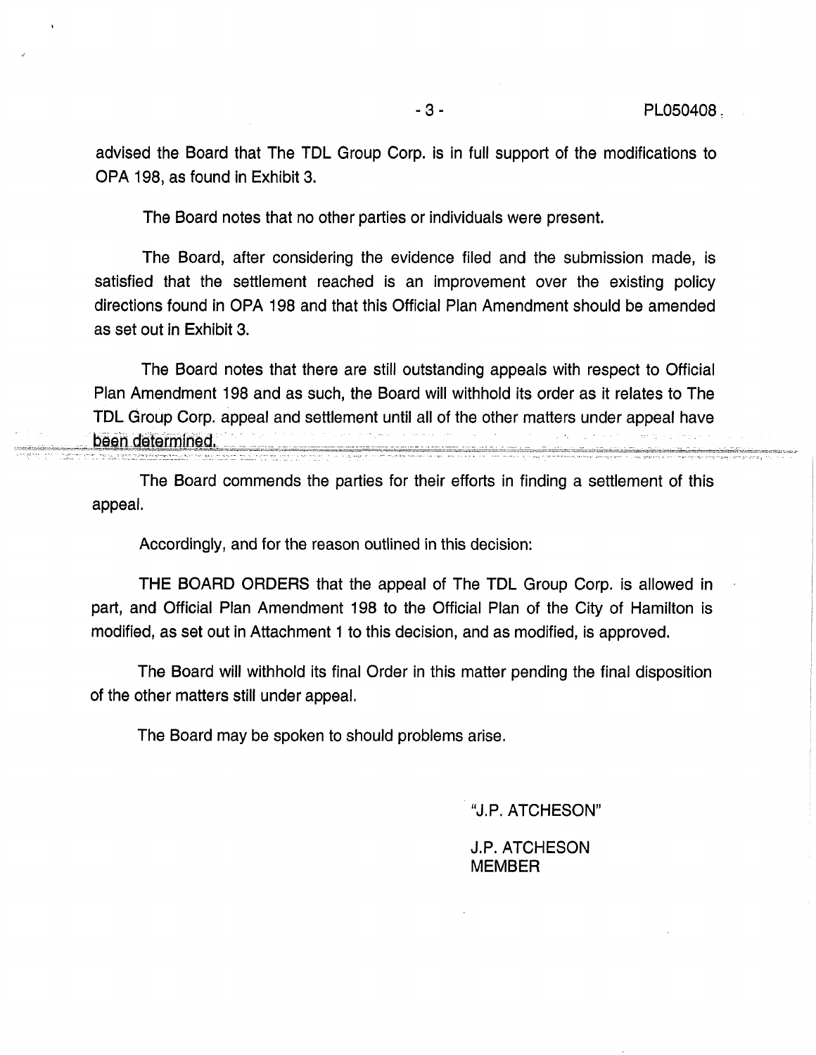advised the Board that The TDL Group Corp. is in full support of the modifications to OPA 198, as found in Exhibit 3.

The Board notes that no other parties or individuals were present.

The Board, after considering the evidence filed and the submission made, is satisfied that the settlement reached is an improvement over the existing policy directions found in OPA 198 and that this Official Plan Amendment should be amended as set out in Exhibit 3.

The Board notes that there are still outstanding appeals with respect to Official Plan Amendment 198 and as such, the Board will withhold its order as it relates to The TDL Group Corp. appeal and settlement until all of the other matters under appeal have been determined.

The Board commends the parties for their efforts in finding a settlement of this appeal.

Accordingly, and for the reason outlined in this decision:

THE BOARD ORDERS that the appeal of The TDL Group Corp. is allowed in part, and Official Plan Amendment 198 to the Official Plan of the City of Hamilton is modified, as set out in Attachment 1 to this decision, and as modified, is approved.

The Board will withhold its final Order in this matter pending the final disposition of the other matters still under appeal.

The Board may be spoken to should problems arise.

"J.P. ATCHESON"

J.P. ATCHESON
MEMBER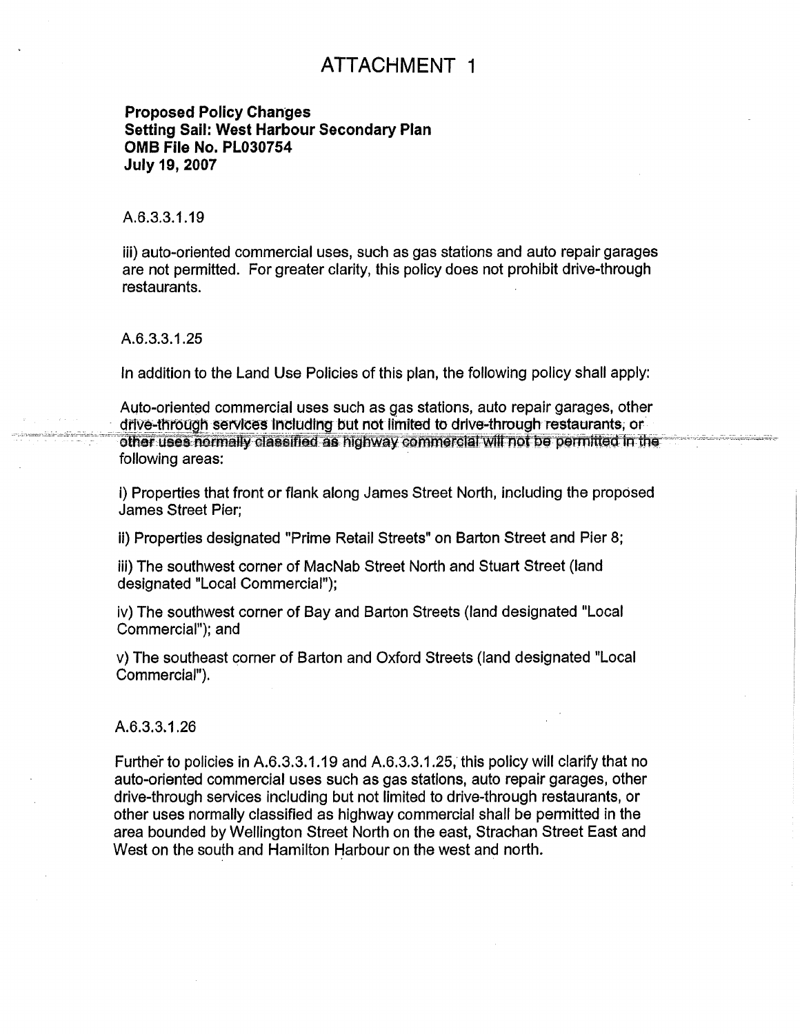# ATTACHMENT 1

**Proposed Policy Changes**
**Setting Sail: West Harbour Secondary Plan**
**OMB File No. PL030754**
**July 19, 2007**

A.6.3.3.1.19

iii) auto-oriented commercial uses, such as gas stations and auto repair garages are not permitted. For greater clarity, this policy does not prohibit drive-through restaurants.

A.6.3.3.1.25

In addition to the Land Use Policies of this plan, the following policy shall apply:

Auto-oriented commercial uses such as gas stations, auto repair garages, other drive-through services including but not limited to drive-through restaurants, or other uses normally classified as highway commercial will not be permitted in the following areas:

i) Properties that front or flank along James Street North, including the proposed James Street Pier;

ii) Properties designated "Prime Retail Streets" on Barton Street and Pier 8;

iii) The southwest corner of MacNab Street North and Stuart Street (land designated "Local Commercial");

iv) The southwest corner of Bay and Barton Streets (land designated "Local Commercial"); and

v) The southeast corner of Barton and Oxford Streets (land designated "Local Commercial").

A.6.3.3.1.26

Further to policies in A.6.3.3.1.19 and A.6.3.3.1.25, this policy will clarify that no auto-oriented commercial uses such as gas stations, auto repair garages, other drive-through services including but not limited to drive-through restaurants, or other uses normally classified as highway commercial shall be permitted in the area bounded by Wellington Street North on the east, Strachan Street East and West on the south and Hamilton Harbour on the west and north.